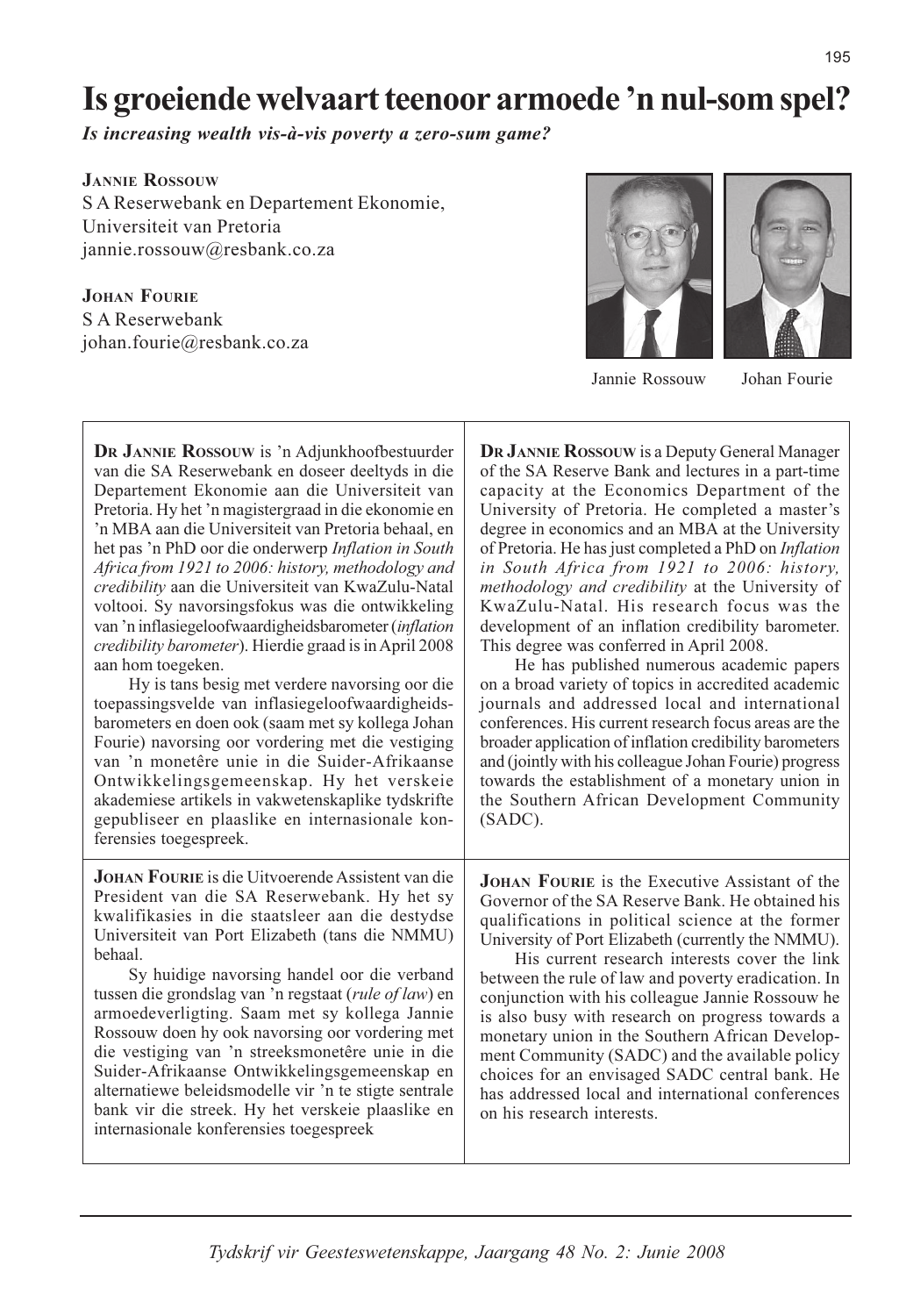# Is groeiende welvaart teenoor armoede 'n nul-som spel?

*Is increasing wealth vis-à-vis poverty a zero-sum game?*

**Jannie Rossouw**
S A Reserwebank en Departement Ekonomie,
Universiteit van Pretoria
jannie.rossouw@resbank.co.za

**Johan Fourie**
S A Reserwebank
johan.fourie@resbank.co.za

Jannie Rossouw Johan Fourie

**Dr Jannie Rossouw** is 'n Adjunkhoofbestuurder van die SA Reserwebank en doseer deeltyds in die Departement Ekonomie aan die Universiteit van Pretoria. Hy het 'n magistergraad in die ekonomie en 'n MBA aan die Universiteit van Pretoria behaal, en het pas 'n PhD oor die onderwerp *Inflation in South Africa from 1921 to 2006: history, methodology and credibility* aan die Universiteit van KwaZulu-Natal voltooi. Sy navorsingsfokus was die ontwikkeling van 'n inflasiegeloofwaardigheidsbarometer (*inflation credibility barometer*). Hierdie graad is in April 2008 aan hom toegeken.

Hy is tans besig met verdere navorsing oor die toepassingsvelde van inflasiegeloofwaardigheidsbarometers en doen ook (saam met sy kollega Johan Fourie) navorsing oor vordering met die vestiging van 'n monetêre unie in die Suider-Afrikaanse Ontwikkelingsgemeenskap. Hy het verskeie akademiese artikels in vakwetenskaplike tydskrifte gepubliseer en plaaslike en internasionale konferensies toegespreek.

**Dr Jannie Rossouw** is a Deputy General Manager of the SA Reserve Bank and lectures in a part-time capacity at the Economics Department of the University of Pretoria. He completed a master's degree in economics and an MBA at the University of Pretoria. He has just completed a PhD on *Inflation in South Africa from 1921 to 2006: history, methodology and credibility* at the University of KwaZulu-Natal. His research focus was the development of an inflation credibility barometer. This degree was conferred in April 2008.

He has published numerous academic papers on a broad variety of topics in accredited academic journals and addressed local and international conferences. His current research focus areas are the broader application of inflation credibility barometers and (jointly with his colleague Johan Fourie) progress towards the establishment of a monetary union in the Southern African Development Community (SADC).

**Johan Fourie** is die Uitvoerende Assistent van die President van die SA Reserwebank. Hy het sy kwalifikasies in die staatsleer aan die destydse Universiteit van Port Elizabeth (tans die NMMU) behaal.

Sy huidige navorsing handel oor die verband tussen die grondslag van 'n regstaat (*rule of law*) en armoedeverligting. Saam met sy kollega Jannie Rossouw doen hy ook navorsing oor vordering met die vestiging van 'n streeksmonetêre unie in die Suider-Afrikaanse Ontwikkelingsgemeenskap en alternatiewe beleidsmodelle vir 'n te stigte sentrale bank vir die streek. Hy het verskeie plaaslike en internasionale konferensies toegespreek

**Johan Fourie** is the Executive Assistant of the Governor of the SA Reserve Bank. He obtained his qualifications in political science at the former University of Port Elizabeth (currently the NMMU).

His current research interests cover the link between the rule of law and poverty eradication. In conjunction with his colleague Jannie Rossouw he is also busy with research on progress towards a monetary union in the Southern African Development Community (SADC) and the available policy choices for an envisaged SADC central bank. He has addressed local and international conferences on his research interests.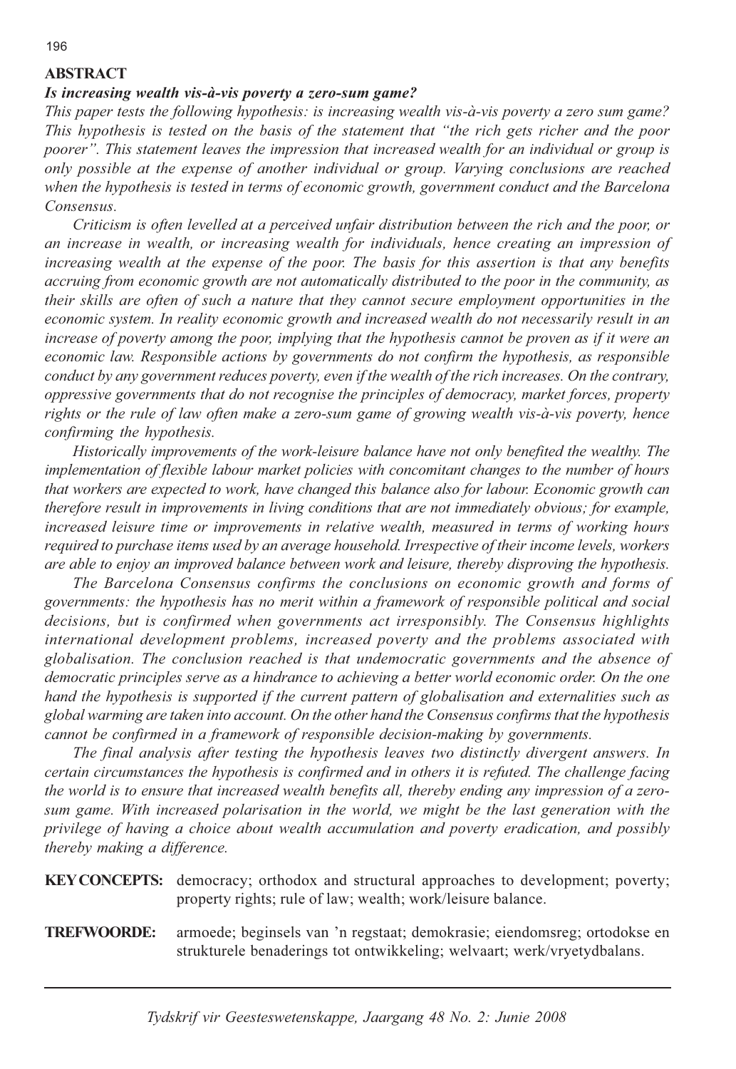## ABSTRACT

***Is increasing wealth vis-à-vis poverty a zero-sum game?***

*This paper tests the following hypothesis: is increasing wealth vis-à-vis poverty a zero sum game? This hypothesis is tested on the basis of the statement that "the rich gets richer and the poor poorer". This statement leaves the impression that increased wealth for an individual or group is only possible at the expense of another individual or group. Varying conclusions are reached when the hypothesis is tested in terms of economic growth, government conduct and the Barcelona Consensus.*

*Criticism is often levelled at a perceived unfair distribution between the rich and the poor, or an increase in wealth, or increasing wealth for individuals, hence creating an impression of increasing wealth at the expense of the poor. The basis for this assertion is that any benefits accruing from economic growth are not automatically distributed to the poor in the community, as their skills are often of such a nature that they cannot secure employment opportunities in the economic system. In reality economic growth and increased wealth do not necessarily result in an increase of poverty among the poor, implying that the hypothesis cannot be proven as if it were an economic law. Responsible actions by governments do not confirm the hypothesis, as responsible conduct by any government reduces poverty, even if the wealth of the rich increases. On the contrary, oppressive governments that do not recognise the principles of democracy, market forces, property rights or the rule of law often make a zero-sum game of growing wealth vis-à-vis poverty, hence confirming the hypothesis.*

*Historically improvements of the work-leisure balance have not only benefited the wealthy. The implementation of flexible labour market policies with concomitant changes to the number of hours that workers are expected to work, have changed this balance also for labour. Economic growth can therefore result in improvements in living conditions that are not immediately obvious; for example, increased leisure time or improvements in relative wealth, measured in terms of working hours required to purchase items used by an average household. Irrespective of their income levels, workers are able to enjoy an improved balance between work and leisure, thereby disproving the hypothesis.*

*The Barcelona Consensus confirms the conclusions on economic growth and forms of governments: the hypothesis has no merit within a framework of responsible political and social decisions, but is confirmed when governments act irresponsibly. The Consensus highlights international development problems, increased poverty and the problems associated with globalisation. The conclusion reached is that undemocratic governments and the absence of democratic principles serve as a hindrance to achieving a better world economic order. On the one hand the hypothesis is supported if the current pattern of globalisation and externalities such as global warming are taken into account. On the other hand the Consensus confirms that the hypothesis cannot be confirmed in a framework of responsible decision-making by governments.*

*The final analysis after testing the hypothesis leaves two distinctly divergent answers. In certain circumstances the hypothesis is confirmed and in others it is refuted. The challenge facing the world is to ensure that increased wealth benefits all, thereby ending any impression of a zero-sum game. With increased polarisation in the world, we might be the last generation with the privilege of having a choice about wealth accumulation and poverty eradication, and possibly thereby making a difference.*

**KEY CONCEPTS:** democracy; orthodox and structural approaches to development; poverty; property rights; rule of law; wealth; work/leisure balance.

**TREFWOORDE:** armoede; beginsels van 'n regstaat; demokrasie; eiendomsreg; ortodokse en strukturele benaderings tot ontwikkeling; welvaart; werk/vryetydbalans.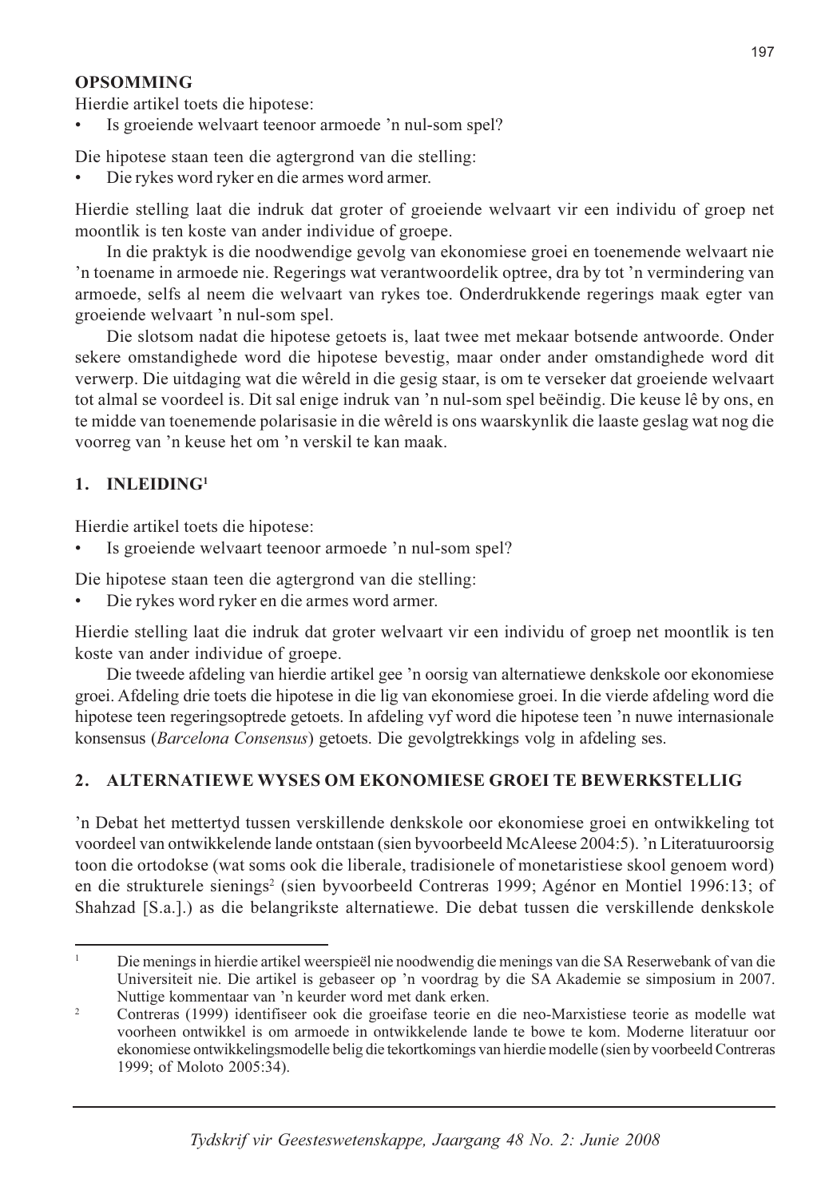**OPSOMMING**

Hierdie artikel toets die hipotese:

- Is groeiende welvaart teenoor armoede 'n nul-som spel?

Die hipotese staan teen die agtergrond van die stelling:

- Die rykes word ryker en die armes word armer.

Hierdie stelling laat die indruk dat groter of groeiende welvaart vir een individu of groep net moontlik is ten koste van ander individue of groepe.

In die praktyk is die noodwendige gevolg van ekonomiese groei en toenemende welvaart nie 'n toename in armoede nie. Regerings wat verantwoordelik optree, dra by tot 'n vermindering van armoede, selfs al neem die welvaart van rykes toe. Onderdrukkende regerings maak egter van groeiende welvaart 'n nul-som spel.

Die slotsom nadat die hipotese getoets is, laat twee met mekaar botsende antwoorde. Onder sekere omstandighede word die hipotese bevestig, maar onder ander omstandighede word dit verwerp. Die uitdaging wat die wêreld in die gesig staar, is om te verseker dat groeiende welvaart tot almal se voordeel is. Dit sal enige indruk van 'n nul-som spel beëindig. Die keuse lê by ons, en te midde van toenemende polarisasie in die wêreld is ons waarskynlik die laaste geslag wat nog die voorreg van 'n keuse het om 'n verskil te kan maak.

## 1. INLEIDING[1]

Hierdie artikel toets die hipotese:

- Is groeiende welvaart teenoor armoede 'n nul-som spel?

Die hipotese staan teen die agtergrond van die stelling:

- Die rykes word ryker en die armes word armer.

Hierdie stelling laat die indruk dat groter welvaart vir een individu of groep net moontlik is ten koste van ander individue of groepe.

Die tweede afdeling van hierdie artikel gee 'n oorsig van alternatiewe denkskole oor ekonomiese groei. Afdeling drie toets die hipotese in die lig van ekonomiese groei. In die vierde afdeling word die hipotese teen regeringsoptrede getoets. In afdeling vyf word die hipotese teen 'n nuwe internasionale konsensus (*Barcelona Consensus*) getoets. Die gevolgtrekkings volg in afdeling ses.

## 2. ALTERNATIEWE WYSES OM EKONOMIESE GROEI TE BEWERKSTELLIG

'n Debat het mettertyd tussen verskillende denkskole oor ekonomiese groei en ontwikkeling tot voordeel van ontwikkelende lande ontstaan (sien byvoorbeeld McAleese 2004:5). 'n Literatuuroorsig toon die ortodokse (wat soms ook die liberale, tradisionele of monetaristiese skool genoem word) en die strukturele sienings[2] (sien byvoorbeeld Contreras 1999; Agénor en Montiel 1996:13; of Shahzad [S.a.].) as die belangrikste alternatiewe. Die debat tussen die verskillende denkskole

---

[1] Die menings in hierdie artikel weerspieël nie noodwendig die menings van die SA Reserwebank of van die Universiteit nie. Die artikel is gebaseer op 'n voordrag by die SA Akademie se simposium in 2007. Nuttige kommentaar van 'n keurder word met dank erken.

[2] Contreras (1999) identifiseer ook die groeifase teorie en die neo-Marxistiese teorie as modelle wat voorheen ontwikkel is om armoede in ontwikkelende lande te bowe te kom. Moderne literatuur oor ekonomiese ontwikkelingsmodelle belig die tekortkomings van hierdie modelle (sien by voorbeeld Contreras 1999; of Moloto 2005:34).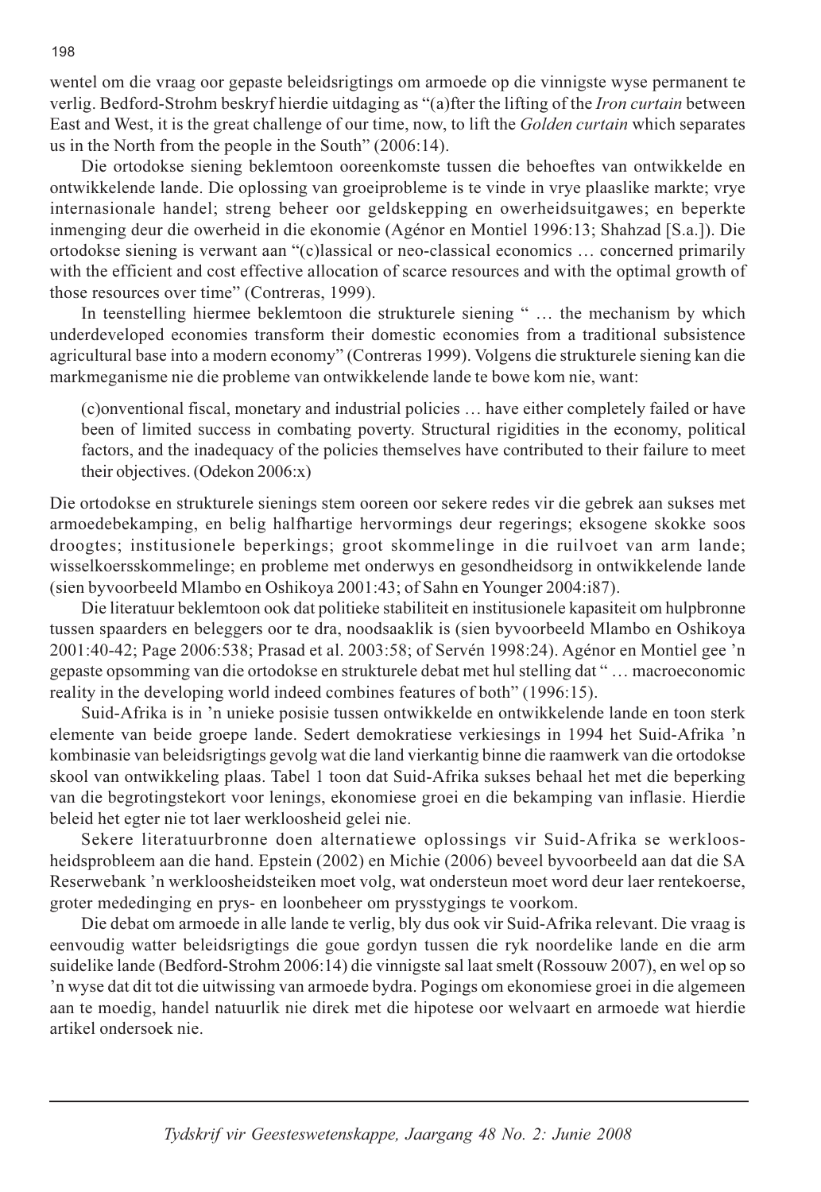wentel om die vraag oor gepaste beleidsrigtings om armoede op die vinnigste wyse permanent te verlig. Bedford-Strohm beskryf hierdie uitdaging as "(a)fter the lifting of the *Iron curtain* between East and West, it is the great challenge of our time, now, to lift the *Golden curtain* which separates us in the North from the people in the South" (2006:14).

Die ortodokse siening beklemtoon ooreenkomste tussen die behoeftes van ontwikkelde en ontwikkelende lande. Die oplossing van groeiprobleme is te vinde in vrye plaaslike markte; vrye internasionale handel; streng beheer oor geldskepping en owerheidsuitgawes; en beperkte inmenging deur die owerheid in die ekonomie (Agénor en Montiel 1996:13; Shahzad [S.a.]). Die ortodokse siening is verwant aan "(c)lassical or neo-classical economics … concerned primarily with the efficient and cost effective allocation of scarce resources and with the optimal growth of those resources over time" (Contreras, 1999).

In teenstelling hiermee beklemtoon die strukturele siening " … the mechanism by which underdeveloped economies transform their domestic economies from a traditional subsistence agricultural base into a modern economy" (Contreras 1999). Volgens die strukturele siening kan die markmeganisme nie die probleme van ontwikkelende lande te bowe kom nie, want:

> (c)onventional fiscal, monetary and industrial policies … have either completely failed or have been of limited success in combating poverty. Structural rigidities in the economy, political factors, and the inadequacy of the policies themselves have contributed to their failure to meet their objectives. (Odekon 2006:x)

Die ortodokse en strukturele sienings stem ooreen oor sekere redes vir die gebrek aan sukses met armoedebekamping, en belig halfhartige hervormings deur regerings; eksogene skokke soos droogtes; institusionele beperkings; groot skommelinge in die ruilvoet van arm lande; wisselkoersskommelinge; en probleme met onderwys en gesondheidsorg in ontwikkelende lande (sien byvoorbeeld Mlambo en Oshikoya 2001:43; of Sahn en Younger 2004:i87).

Die literatuur beklemtoon ook dat politieke stabiliteit en institusionele kapasiteit om hulpbronne tussen spaarders en beleggers oor te dra, noodsaaklik is (sien byvoorbeeld Mlambo en Oshikoya 2001:40-42; Page 2006:538; Prasad et al. 2003:58; of Servén 1998:24). Agénor en Montiel gee 'n gepaste opsomming van die ortodokse en strukturele debat met hul stelling dat " … macroeconomic reality in the developing world indeed combines features of both" (1996:15).

Suid-Afrika is in 'n unieke posisie tussen ontwikkelde en ontwikkelende lande en toon sterk elemente van beide groepe lande. Sedert demokratiese verkiesings in 1994 het Suid-Afrika 'n kombinasie van beleidsrigtings gevolg wat die land vierkantig binne die raamwerk van die ortodokse skool van ontwikkeling plaas. Tabel 1 toon dat Suid-Afrika sukses behaal het met die beperking van die begrotingstekort voor lenings, ekonomiese groei en die bekamping van inflasie. Hierdie beleid het egter nie tot laer werkloosheid gelei nie.

Sekere literatuurbronne doen alternatiewe oplossings vir Suid-Afrika se werkloosheidsprobleem aan die hand. Epstein (2002) en Michie (2006) beveel byvoorbeeld aan dat die SA Reserwebank 'n werkloosheidsteiken moet volg, wat ondersteun moet word deur laer rentekoerse, groter mededinging en prys- en loonbeheer om prysstygings te voorkom.

Die debat om armoede in alle lande te verlig, bly dus ook vir Suid-Afrika relevant. Die vraag is eenvoudig watter beleidsrigtings die goue gordyn tussen die ryk noordelike lande en die arm suidelike lande (Bedford-Strohm 2006:14) die vinnigste sal laat smelt (Rossouw 2007), en wel op so 'n wyse dat dit tot die uitwissing van armoede bydra. Pogings om ekonomiese groei in die algemeen aan te moedig, handel natuurlik nie direk met die hipotese oor welvaart en armoede wat hierdie artikel ondersoek nie.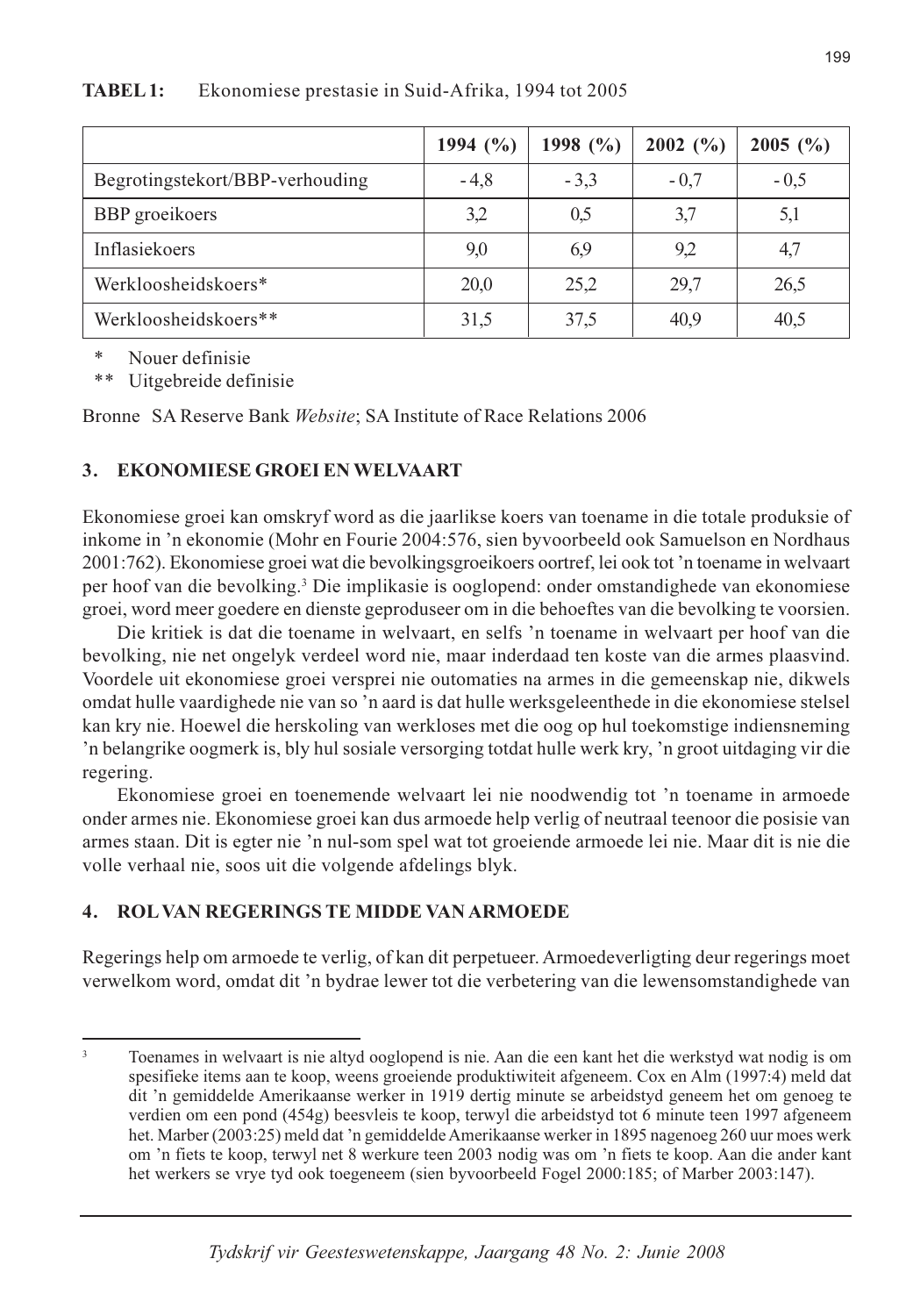**TABEL 1:** Ekonomiese prestasie in Suid-Afrika, 1994 tot 2005

| | 1994 (%) | 1998 (%) | 2002 (%) | 2005 (%) |
|---|---|---|---|---|
| Begrotingstekort/BBP-verhouding | - 4,8 | - 3,3 | - 0,7 | - 0,5 |
| BBP groeikoers | 3,2 | 0,5 | 3,7 | 5,1 |
| Inflasiekoers | 9,0 | 6,9 | 9,2 | 4,7 |
| Werkloosheidskoers* | 20,0 | 25,2 | 29,7 | 26,5 |
| Werkloosheidskoers** | 31,5 | 37,5 | 40,9 | 40,5 |

\* Nouer definisie
\*\* Uitgebreide definisie

Bronne SA Reserve Bank *Website*; SA Institute of Race Relations 2006

## 3. EKONOMIESE GROEI EN WELVAART

Ekonomiese groei kan omskryf word as die jaarlikse koers van toename in die totale produksie of inkome in ’n ekonomie (Mohr en Fourie 2004:576, sien byvoorbeeld ook Samuelson en Nordhaus 2001:762). Ekonomiese groei wat die bevolkingsgroeikoers oortref, lei ook tot ’n toename in welvaart per hoof van die bevolking.[3] Die implikasie is ooglopend: onder omstandighede van ekonomiese groei, word meer goedere en dienste geproduseer om in die behoeftes van die bevolking te voorsien.

Die kritiek is dat die toename in welvaart, en selfs ’n toename in welvaart per hoof van die bevolking, nie net ongelyk verdeel word nie, maar inderdaad ten koste van die armes plaasvind. Voordele uit ekonomiese groei versprei nie outomaties na armes in die gemeenskap nie, dikwels omdat hulle vaardighede nie van so ’n aard is dat hulle werksgeleenthede in die ekonomiese stelsel kan kry nie. Hoewel die herskoling van werkloses met die oog op hul toekomstige indiensneming ’n belangrike oogmerk is, bly hul sosiale versorging totdat hulle werk kry, ’n groot uitdaging vir die regering.

Ekonomiese groei en toenemende welvaart lei nie noodwendig tot ’n toename in armoede onder armes nie. Ekonomiese groei kan dus armoede help verlig of neutraal teenoor die posisie van armes staan. Dit is egter nie ’n nul-som spel wat tot groeiende armoede lei nie. Maar dit is nie die volle verhaal nie, soos uit die volgende afdelings blyk.

## 4. ROL VAN REGERINGS TE MIDDE VAN ARMOEDE

Regerings help om armoede te verlig, of kan dit perpetueer. Armoedeverligting deur regerings moet verwelkom word, omdat dit ’n bydrae lewer tot die verbetering van die lewensomstandighede van

---

[3] Toenames in welvaart is nie altyd ooglopend is nie. Aan die een kant het die werkstyd wat nodig is om spesifieke items aan te koop, weens groeiende produktiwiteit afgeneem. Cox en Alm (1997:4) meld dat dit ’n gemiddelde Amerikaanse werker in 1919 dertig minute se arbeidstyd geneem het om genoeg te verdien om een pond (454g) beesvleis te koop, terwyl die arbeidstyd tot 6 minute teen 1997 afgeneem het. Marber (2003:25) meld dat ’n gemiddelde Amerikaanse werker in 1895 nagenoeg 260 uur moes werk om ’n fiets te koop, terwyl net 8 werkure teen 2003 nodig was om ’n fiets te koop. Aan die ander kant het werkers se vrye tyd ook toegeneem (sien byvoorbeeld Fogel 2000:185; of Marber 2003:147).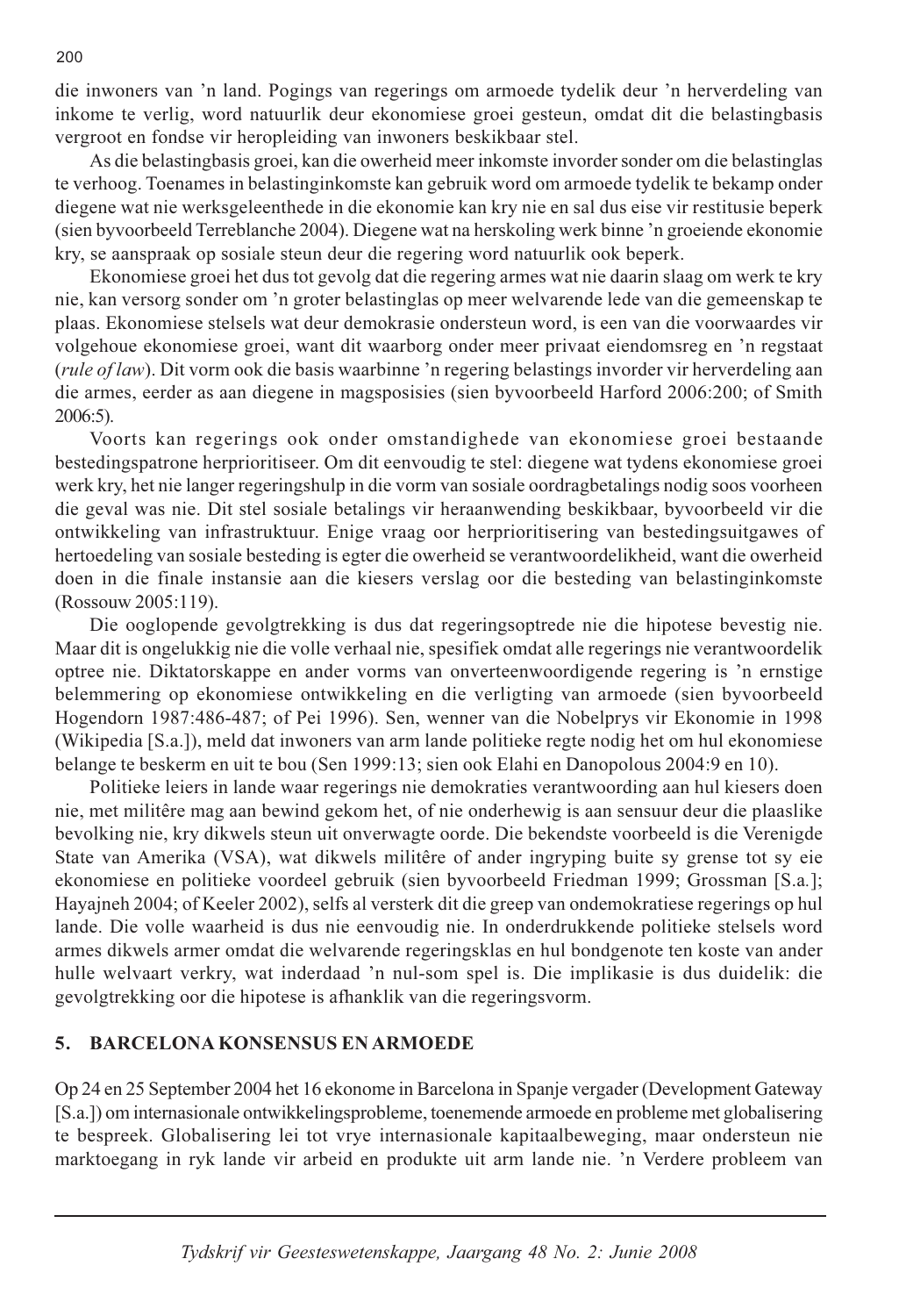die inwoners van 'n land. Pogings van regerings om armoede tydelik deur 'n herverdeling van inkome te verlig, word natuurlik deur ekonomiese groei gesteun, omdat dit die belastingbasis vergroot en fondse vir heropleiding van inwoners beskikbaar stel.

As die belastingbasis groei, kan die owerheid meer inkomste invorder sonder om die belastinglas te verhoog. Toenames in belastinginkomste kan gebruik word om armoede tydelik te bekamp onder diegene wat nie werksgeleenthede in die ekonomie kan kry nie en sal dus eise vir restitusie beperk (sien byvoorbeeld Terreblanche 2004). Diegene wat na herskoling werk binne 'n groeiende ekonomie kry, se aanspraak op sosiale steun deur die regering word natuurlik ook beperk.

Ekonomiese groei het dus tot gevolg dat die regering armes wat nie daarin slaag om werk te kry nie, kan versorg sonder om 'n groter belastinglas op meer welvarende lede van die gemeenskap te plaas. Ekonomiese stelsels wat deur demokrasie ondersteun word, is een van die voorwaardes vir volgehoue ekonomiese groei, want dit waarborg onder meer privaat eiendomsreg en 'n regstaat (*rule of law*). Dit vorm ook die basis waarbinne 'n regering belastings invorder vir herverdeling aan die armes, eerder as aan diegene in magsposisies (sien byvoorbeeld Harford 2006:200; of Smith 2006:5).

Voorts kan regerings ook onder omstandighede van ekonomiese groei bestaande bestedingspatrone herprioritiseer. Om dit eenvoudig te stel: diegene wat tydens ekonomiese groei werk kry, het nie langer regeringshulp in die vorm van sosiale oordragbetalings nodig soos voorheen die geval was nie. Dit stel sosiale betalings vir heraanwending beskikbaar, byvoorbeeld vir die ontwikkeling van infrastruktuur. Enige vraag oor herprioritisering van bestedingsuitgawes of hertoedeling van sosiale besteding is egter die owerheid se verantwoordelikheid, want die owerheid doen in die finale instansie aan die kiesers verslag oor die besteding van belastinginkomste (Rossouw 2005:119).

Die ooglopende gevolgtrekking is dus dat regeringsoptrede nie die hipotese bevestig nie. Maar dit is ongelukkig nie die volle verhaal nie, spesifiek omdat alle regerings nie verantwoordelik optree nie. Diktatorskappe en ander vorms van onverteenwoordigende regering is 'n ernstige belemmering op ekonomiese ontwikkeling en die verligting van armoede (sien byvoorbeeld Hogendorn 1987:486-487; of Pei 1996). Sen, wenner van die Nobelprys vir Ekonomie in 1998 (Wikipedia [S.a.]), meld dat inwoners van arm lande politieke regte nodig het om hul ekonomiese belange te beskerm en uit te bou (Sen 1999:13; sien ook Elahi en Danopolous 2004:9 en 10).

Politieke leiers in lande waar regerings nie demokraties verantwoording aan hul kiesers doen nie, met militêre mag aan bewind gekom het, of nie onderhewig is aan sensuur deur die plaaslike bevolking nie, kry dikwels steun uit onverwagte oorde. Die bekendste voorbeeld is die Verenigde State van Amerika (VSA), wat dikwels militêre of ander ingryping buite sy grense tot sy eie ekonomiese en politieke voordeel gebruik (sien byvoorbeeld Friedman 1999; Grossman [S.a.]; Hayajneh 2004; of Keeler 2002), selfs al versterk dit die greep van ondemokratiese regerings op hul lande. Die volle waarheid is dus nie eenvoudig nie. In onderdrukkende politieke stelsels word armes dikwels armer omdat die welvarende regeringsklas en hul bondgenote ten koste van ander hulle welvaart verkry, wat inderdaad 'n nul-som spel is. Die implikasie is dus duidelik: die gevolgtrekking oor die hipotese is afhanklik van die regeringsvorm.

## 5. BARCELONA KONSENSUS EN ARMOEDE

Op 24 en 25 September 2004 het 16 ekonome in Barcelona in Spanje vergader (Development Gateway [S.a.]) om internasionale ontwikkelingsprobleme, toenemende armoede en probleme met globalisering te bespreek. Globalisering lei tot vrye internasionale kapitaalbeweging, maar ondersteun nie marktoegang in ryk lande vir arbeid en produkte uit arm lande nie. 'n Verdere probleem van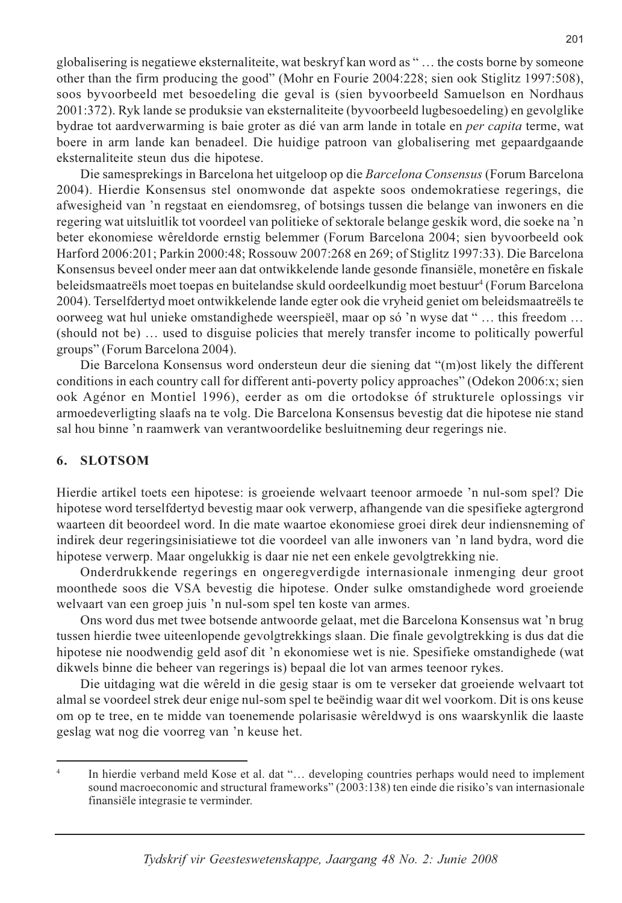globalisering is negatiewe eksternaliteite, wat beskryf kan word as " … the costs borne by someone other than the firm producing the good" (Mohr en Fourie 2004:228; sien ook Stiglitz 1997:508), soos byvoorbeeld met besoedeling die geval is (sien byvoorbeeld Samuelson en Nordhaus 2001:372). Ryk lande se produksie van eksternaliteite (byvoorbeeld lugbesoedeling) en gevolglike bydrae tot aardverwarming is baie groter as dié van arm lande in totale en *per capita* terme, wat boere in arm lande kan benadeel. Die huidige patroon van globalisering met gepaardgaande eksternaliteite steun dus die hipotese.

Die samesprekings in Barcelona het uitgeloop op die *Barcelona Consensus* (Forum Barcelona 2004). Hierdie Konsensus stel onomwonde dat aspekte soos ondemokratiese regerings, die afwesigheid van 'n regstaat en eiendomsreg, of botsings tussen die belange van inwoners en die regering wat uitsluitlik tot voordeel van politieke of sektorale belange geskik word, die soeke na 'n beter ekonomiese wêreldorde ernstig belemmer (Forum Barcelona 2004; sien byvoorbeeld ook Harford 2006:201; Parkin 2000:48; Rossouw 2007:268 en 269; of Stiglitz 1997:33). Die Barcelona Konsensus beveel onder meer aan dat ontwikkelende lande gesonde finansiële, monetêre en fiskale beleidsmaatreëls moet toepas en buitelandse skuld oordeelkundig moet bestuur[4] (Forum Barcelona 2004). Terselfdertyd moet ontwikkelende lande egter ook die vryheid geniet om beleidsmaatreëls te oorweeg wat hul unieke omstandighede weerspieël, maar op só 'n wyse dat " … this freedom … (should not be) … used to disguise policies that merely transfer income to politically powerful groups" (Forum Barcelona 2004).

Die Barcelona Konsensus word ondersteun deur die siening dat "(m)ost likely the different conditions in each country call for different anti-poverty policy approaches" (Odekon 2006:x; sien ook Agénor en Montiel 1996), eerder as om die ortodokse óf strukturele oplossings vir armoedeverligting slaafs na te volg. Die Barcelona Konsensus bevestig dat die hipotese nie stand sal hou binne 'n raamwerk van verantwoordelike besluitneming deur regerings nie.

## 6. SLOTSOM

Hierdie artikel toets een hipotese: is groeiende welvaart teenoor armoede 'n nul-som spel? Die hipotese word terselfdertyd bevestig maar ook verwerp, afhangende van die spesifieke agtergrond waarteen dit beoordeel word. In die mate waartoe ekonomiese groei direk deur indiensneming of indirek deur regeringsinisiatiewe tot die voordeel van alle inwoners van 'n land bydra, word die hipotese verwerp. Maar ongelukkig is daar nie net een enkele gevolgtrekking nie.

Onderdrukkende regerings en ongeregverdigde internasionale inmenging deur groot moonthede soos die VSA bevestig die hipotese. Onder sulke omstandighede word groeiende welvaart van een groep juis 'n nul-som spel ten koste van armes.

Ons word dus met twee botsende antwoorde gelaat, met die Barcelona Konsensus wat 'n brug tussen hierdie twee uiteenlopende gevolgtrekkings slaan. Die finale gevolgtrekking is dus dat die hipotese nie noodwendig geld asof dit 'n ekonomiese wet is nie. Spesifieke omstandighede (wat dikwels binne die beheer van regerings is) bepaal die lot van armes teenoor rykes.

Die uitdaging wat die wêreld in die gesig staar is om te verseker dat groeiende welvaart tot almal se voordeel strek deur enige nul-som spel te beëindig waar dit wel voorkom. Dit is ons keuse om op te tree, en te midde van toenemende polarisasie wêreldwyd is ons waarskynlik die laaste geslag wat nog die voorreg van 'n keuse het.

---

[4] In hierdie verband meld Kose et al. dat "… developing countries perhaps would need to implement sound macroeconomic and structural frameworks" (2003:138) ten einde die risiko's van internasionale finansiële integrasie te verminder.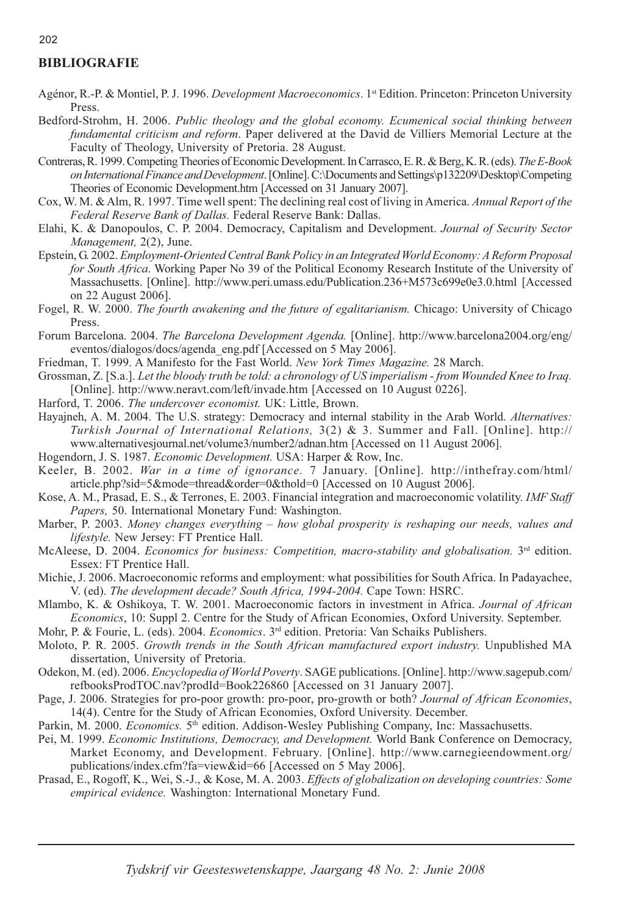## BIBLIOGRAFIE

Agénor, R.-P. & Montiel, P. J. 1996. *Development Macroeconomics*. 1st Edition. Princeton: Princeton University Press.

Bedford-Strohm, H. 2006. *Public theology and the global economy. Ecumenical social thinking between fundamental criticism and reform*. Paper delivered at the David de Villiers Memorial Lecture at the Faculty of Theology, University of Pretoria. 28 August.

Contreras, R. 1999. Competing Theories of Economic Development. In Carrasco, E. R. & Berg, K. R. (eds). *The E-Book on International Finance and Development*. [Online]. C:\Documents and Settings\p132209\Desktop\Competing Theories of Economic Development.htm [Accessed on 31 January 2007].

Cox, W. M. & Alm, R. 1997. Time well spent: The declining real cost of living in America. *Annual Report of the Federal Reserve Bank of Dallas.* Federal Reserve Bank: Dallas.

Elahi, K. & Danopoulos, C. P. 2004. Democracy, Capitalism and Development. *Journal of Security Sector Management,* 2(2), June.

Epstein, G. 2002. *Employment-Oriented Central Bank Policy in an Integrated World Economy: A Reform Proposal for South Africa*. Working Paper No 39 of the Political Economy Research Institute of the University of Massachusetts. [Online]. http://www.peri.umass.edu/Publication.236+M573c699e0e3.0.html [Accessed on 22 August 2006].

Fogel, R. W. 2000. *The fourth awakening and the future of egalitarianism.* Chicago: University of Chicago Press.

Forum Barcelona. 2004. *The Barcelona Development Agenda.* [Online]. http://www.barcelona2004.org/eng/eventos/dialogos/docs/agenda_eng.pdf [Accessed on 5 May 2006].

Friedman, T. 1999. A Manifesto for the Fast World. *New York Times Magazine.* 28 March.

Grossman, Z. [S.a.]. *Let the bloody truth be told: a chronology of US imperialism - from Wounded Knee to Iraq.* [Online]. http://www.neravt.com/left/invade.htm [Accessed on 10 August 0226].

Harford, T. 2006. *The undercover economist.* UK: Little, Brown.

Hayajneh, A. M. 2004. The U.S. strategy: Democracy and internal stability in the Arab World. *Alternatives: Turkish Journal of International Relations,* 3(2) & 3. Summer and Fall. [Online]. http://www.alternativesjournal.net/volume3/number2/adnan.htm [Accessed on 11 August 2006].

Hogendorn, J. S. 1987. *Economic Development.* USA: Harper & Row, Inc.

Keeler, B. 2002. *War in a time of ignorance.* 7 January. [Online]. http://inthefray.com/html/article.php?sid=5&mode=thread&order=0&thold=0 [Accessed on 10 August 2006].

Kose, A. M., Prasad, E. S., & Terrones, E. 2003. Financial integration and macroeconomic volatility. *IMF Staff Papers,* 50. International Monetary Fund: Washington.

Marber, P. 2003. *Money changes everything – how global prosperity is reshaping our needs, values and lifestyle.* New Jersey: FT Prentice Hall.

McAleese, D. 2004. *Economics for business: Competition, macro-stability and globalisation.* 3rd edition. Essex: FT Prentice Hall.

Michie, J. 2006. Macroeconomic reforms and employment: what possibilities for South Africa. In Padayachee, V. (ed). *The development decade? South Africa, 1994-2004.* Cape Town: HSRC.

Mlambo, K. & Oshikoya, T. W. 2001. Macroeconomic factors in investment in Africa. *Journal of African Economics*, 10: Suppl 2. Centre for the Study of African Economies, Oxford University. September.

Mohr, P. & Fourie, L. (eds). 2004. *Economics*. 3rd edition. Pretoria: Van Schaiks Publishers.

Moloto, P. R. 2005. *Growth trends in the South African manufactured export industry.* Unpublished MA dissertation, University of Pretoria.

Odekon, M. (ed). 2006. *Encyclopedia of World Poverty*. SAGE publications. [Online]. http://www.sagepub.com/refbooksProdTOC.nav?prodId=Book226860 [Accessed on 31 January 2007].

Page, J. 2006. Strategies for pro-poor growth: pro-poor, pro-growth or both? *Journal of African Economies*, 14(4). Centre for the Study of African Economies, Oxford University. December.

Parkin, M. 2000. *Economics.* 5th edition. Addison-Wesley Publishing Company, Inc: Massachusetts.

Pei, M. 1999. *Economic Institutions, Democracy, and Development.* World Bank Conference on Democracy, Market Economy, and Development. February. [Online]. http://www.carnegieendowment.org/publications/index.cfm?fa=view&id=66 [Accessed on 5 May 2006].

Prasad, E., Rogoff, K., Wei, S.-J., & Kose, M. A. 2003. *Effects of globalization on developing countries: Some empirical evidence.* Washington: International Monetary Fund.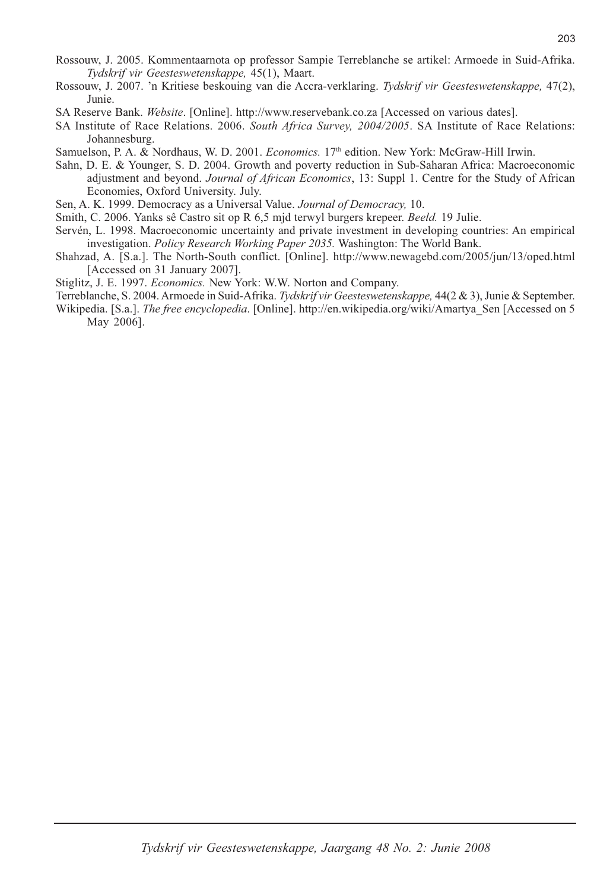Rossouw, J. 2005. Kommentaarnota op professor Sampie Terreblanche se artikel: Armoede in Suid-Afrika. *Tydskrif vir Geesteswetenskappe,* 45(1), Maart.

Rossouw, J. 2007. 'n Kritiese beskouing van die Accra-verklaring. *Tydskrif vir Geesteswetenskappe,* 47(2), Junie.

SA Reserve Bank. *Website*. [Online]. http://www.reservebank.co.za [Accessed on various dates].

SA Institute of Race Relations. 2006. *South Africa Survey, 2004/2005*. SA Institute of Race Relations: Johannesburg.

Samuelson, P. A. & Nordhaus, W. D. 2001. *Economics.* 17th edition. New York: McGraw-Hill Irwin.

Sahn, D. E. & Younger, S. D. 2004. Growth and poverty reduction in Sub-Saharan Africa: Macroeconomic adjustment and beyond. *Journal of African Economics*, 13: Suppl 1. Centre for the Study of African Economies, Oxford University. July.

Sen, A. K. 1999. Democracy as a Universal Value. *Journal of Democracy,* 10.

Smith, C. 2006. Yanks sê Castro sit op R 6,5 mjd terwyl burgers krepeer. *Beeld.* 19 Julie.

Servén, L. 1998. Macroeconomic uncertainty and private investment in developing countries: An empirical investigation. *Policy Research Working Paper 2035.* Washington: The World Bank.

Shahzad, A. [S.a.]. The North-South conflict. [Online]. http://www.newagebd.com/2005/jun/13/oped.html [Accessed on 31 January 2007].

Stiglitz, J. E. 1997. *Economics.* New York: W.W. Norton and Company.

Terreblanche, S. 2004. Armoede in Suid-Afrika. *Tydskrif vir Geesteswetenskappe,* 44(2 & 3), Junie & September.

Wikipedia. [S.a.]. *The free encyclopedia*. [Online]. http://en.wikipedia.org/wiki/Amartya_Sen [Accessed on 5 May 2006].